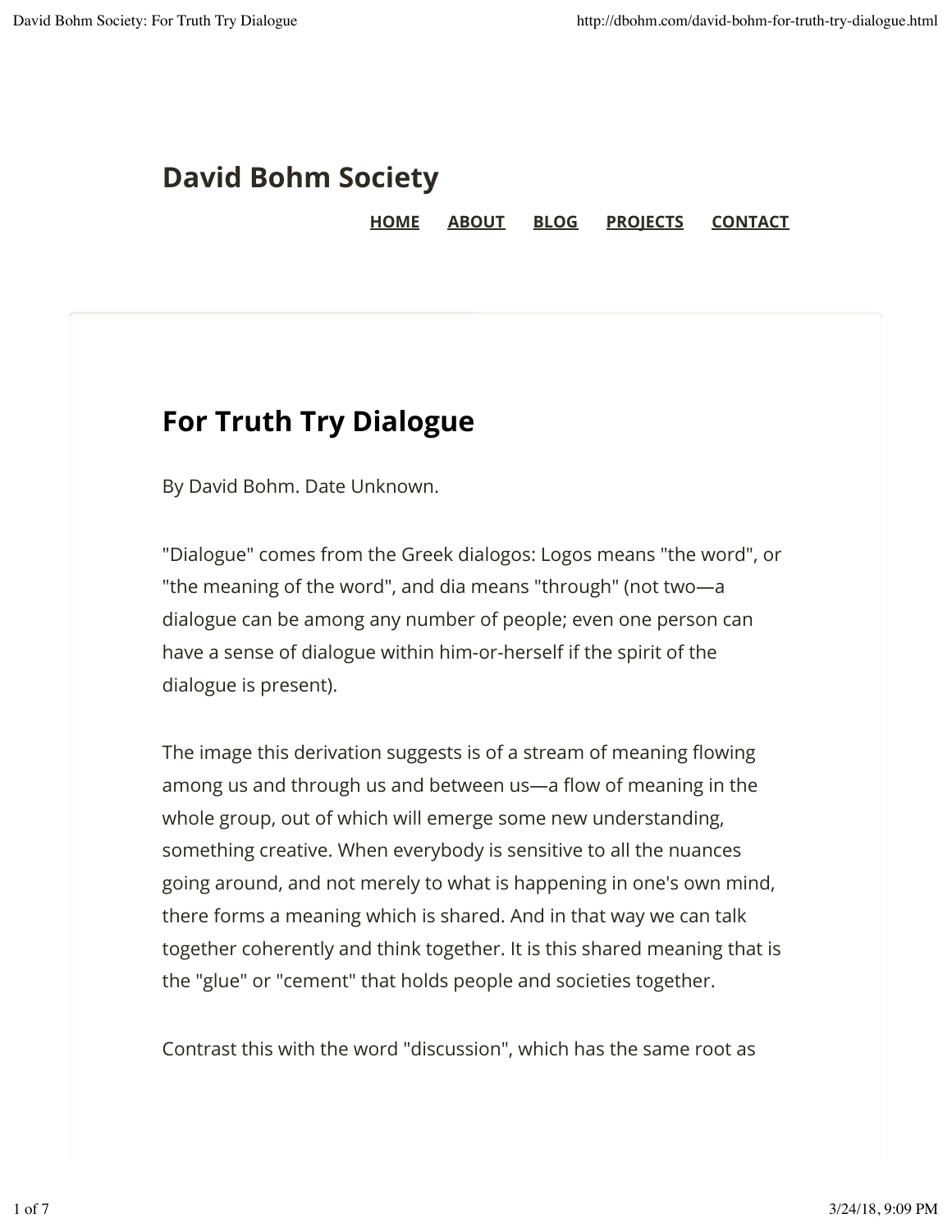# David Bohm Society

HOME ABOUT BLOG PROJECTS CONTACT

## For Truth Try Dialogue

By David Bohm. Date Unknown.

"Dialogue" comes from the Greek dialogos: Logos means "the word", or "the meaning of the word", and dia means "through" (not two—a dialogue can be among any number of people; even one person can have a sense of dialogue within him-or-herself if the spirit of the dialogue is present).

The image this derivation suggests is of a stream of meaning flowing among us and through us and between us—a flow of meaning in the whole group, out of which will emerge some new understanding, something creative. When everybody is sensitive to all the nuances going around, and not merely to what is happening in one's own mind, there forms a meaning which is shared. And in that way we can talk together coherently and think together. It is this shared meaning that is the "glue" or "cement" that holds people and societies together.

Contrast this with the word "discussion", which has the same root as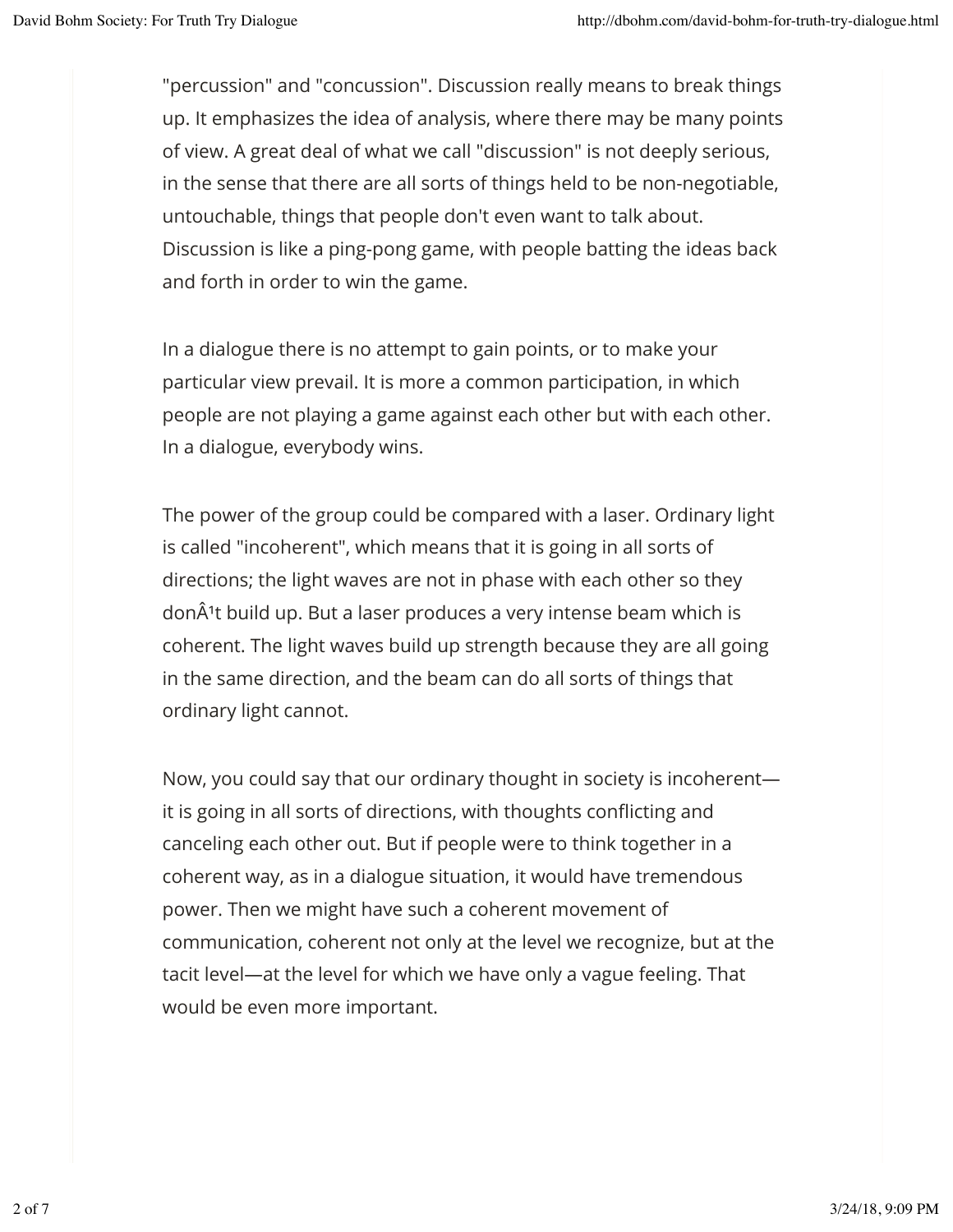"percussion" and "concussion". Discussion really means to break things up. It emphasizes the idea of analysis, where there may be many points of view. A great deal of what we call "discussion" is not deeply serious, in the sense that there are all sorts of things held to be non-negotiable, untouchable, things that people don't even want to talk about. Discussion is like a ping-pong game, with people batting the ideas back and forth in order to win the game.

In a dialogue there is no attempt to gain points, or to make your particular view prevail. It is more a common participation, in which people are not playing a game against each other but with each other. In a dialogue, everybody wins.

The power of the group could be compared with a laser. Ordinary light is called "incoherent", which means that it is going in all sorts of directions; the light waves are not in phase with each other so they donÂ¹t build up. But a laser produces a very intense beam which is coherent. The light waves build up strength because they are all going in the same direction, and the beam can do all sorts of things that ordinary light cannot.

Now, you could say that our ordinary thought in society is incoherent—it is going in all sorts of directions, with thoughts conflicting and canceling each other out. But if people were to think together in a coherent way, as in a dialogue situation, it would have tremendous power. Then we might have such a coherent movement of communication, coherent not only at the level we recognize, but at the tacit level—at the level for which we have only a vague feeling. That would be even more important.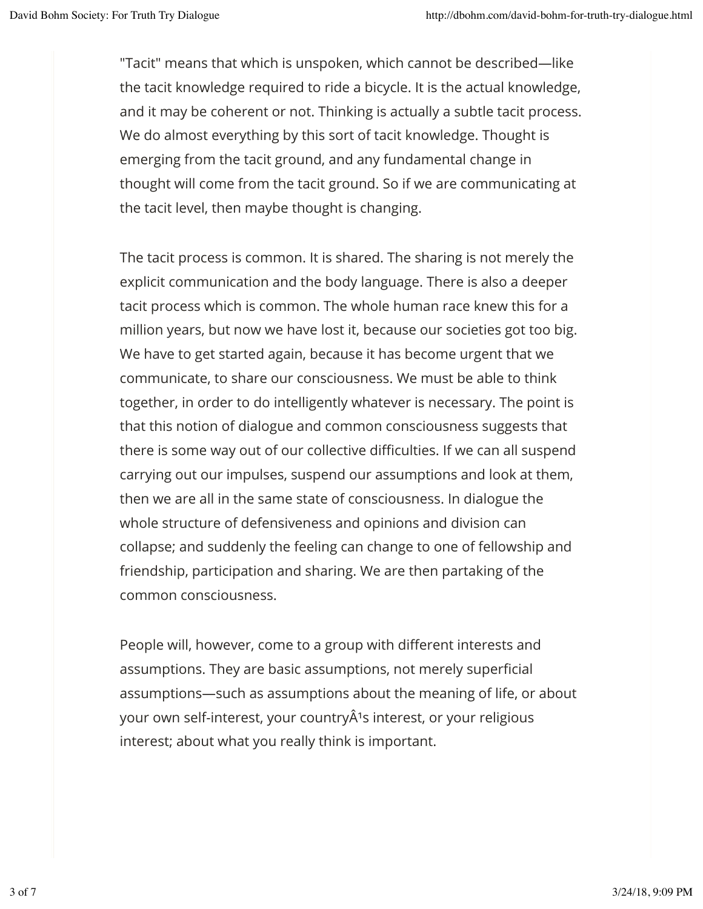"Tacit" means that which is unspoken, which cannot be described—like the tacit knowledge required to ride a bicycle. It is the actual knowledge, and it may be coherent or not. Thinking is actually a subtle tacit process. We do almost everything by this sort of tacit knowledge. Thought is emerging from the tacit ground, and any fundamental change in thought will come from the tacit ground. So if we are communicating at the tacit level, then maybe thought is changing.

The tacit process is common. It is shared. The sharing is not merely the explicit communication and the body language. There is also a deeper tacit process which is common. The whole human race knew this for a million years, but now we have lost it, because our societies got too big. We have to get started again, because it has become urgent that we communicate, to share our consciousness. We must be able to think together, in order to do intelligently whatever is necessary. The point is that this notion of dialogue and common consciousness suggests that there is some way out of our collective difficulties. If we can all suspend carrying out our impulses, suspend our assumptions and look at them, then we are all in the same state of consciousness. In dialogue the whole structure of defensiveness and opinions and division can collapse; and suddenly the feeling can change to one of fellowship and friendship, participation and sharing. We are then partaking of the common consciousness.

People will, however, come to a group with different interests and assumptions. They are basic assumptions, not merely superficial assumptions—such as assumptions about the meaning of life, or about your own self-interest, your countryÂ¹s interest, or your religious interest; about what you really think is important.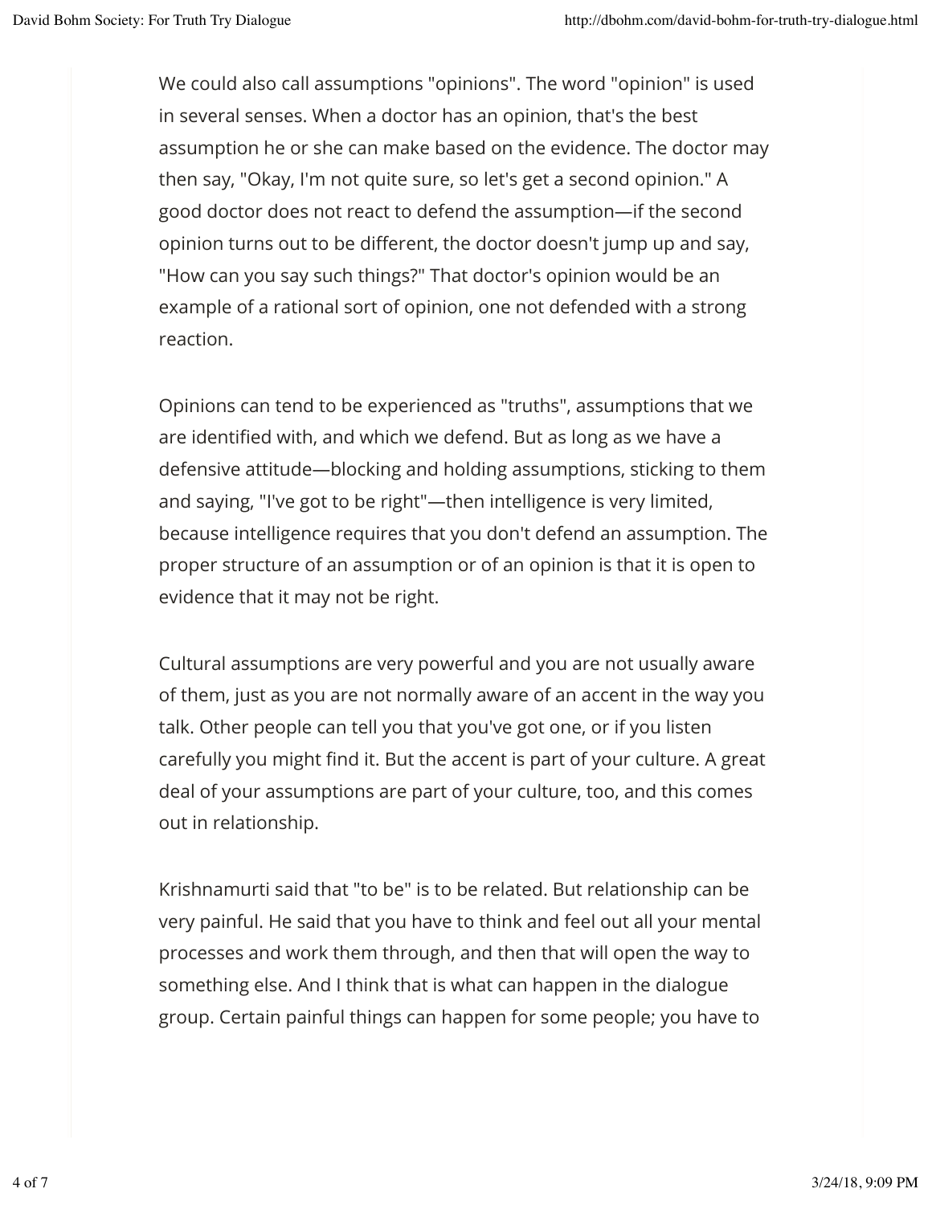We could also call assumptions "opinions". The word "opinion" is used in several senses. When a doctor has an opinion, that's the best assumption he or she can make based on the evidence. The doctor may then say, "Okay, I'm not quite sure, so let's get a second opinion." A good doctor does not react to defend the assumption—if the second opinion turns out to be different, the doctor doesn't jump up and say, "How can you say such things?" That doctor's opinion would be an example of a rational sort of opinion, one not defended with a strong reaction.

Opinions can tend to be experienced as "truths", assumptions that we are identified with, and which we defend. But as long as we have a defensive attitude—blocking and holding assumptions, sticking to them and saying, "I've got to be right"—then intelligence is very limited, because intelligence requires that you don't defend an assumption. The proper structure of an assumption or of an opinion is that it is open to evidence that it may not be right.

Cultural assumptions are very powerful and you are not usually aware of them, just as you are not normally aware of an accent in the way you talk. Other people can tell you that you've got one, or if you listen carefully you might find it. But the accent is part of your culture. A great deal of your assumptions are part of your culture, too, and this comes out in relationship.

Krishnamurti said that "to be" is to be related. But relationship can be very painful. He said that you have to think and feel out all your mental processes and work them through, and then that will open the way to something else. And I think that is what can happen in the dialogue group. Certain painful things can happen for some people; you have to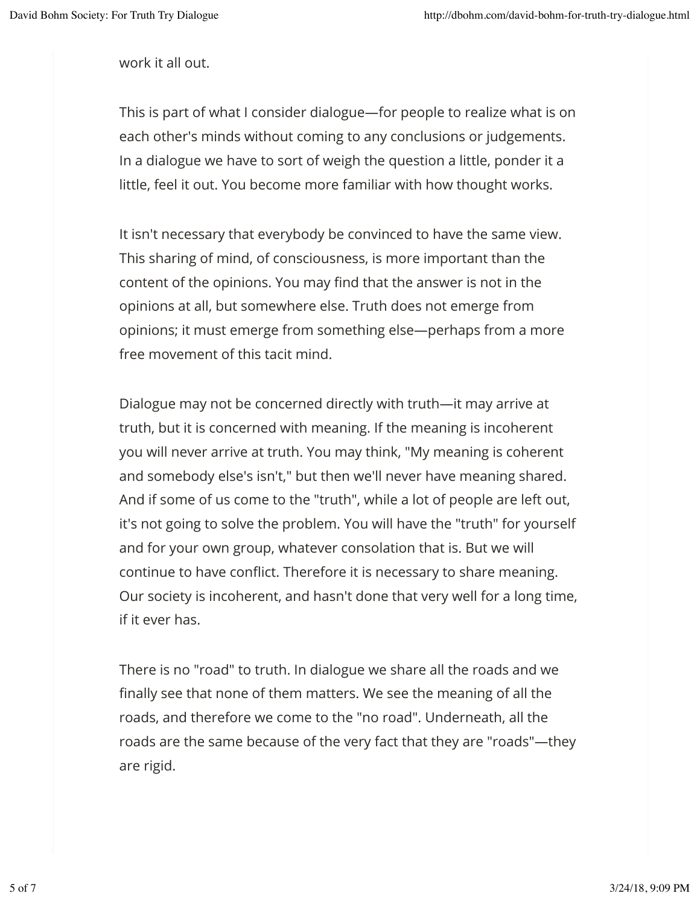work it all out.

This is part of what I consider dialogue—for people to realize what is on each other's minds without coming to any conclusions or judgements. In a dialogue we have to sort of weigh the question a little, ponder it a little, feel it out. You become more familiar with how thought works.

It isn't necessary that everybody be convinced to have the same view. This sharing of mind, of consciousness, is more important than the content of the opinions. You may find that the answer is not in the opinions at all, but somewhere else. Truth does not emerge from opinions; it must emerge from something else—perhaps from a more free movement of this tacit mind.

Dialogue may not be concerned directly with truth—it may arrive at truth, but it is concerned with meaning. If the meaning is incoherent you will never arrive at truth. You may think, "My meaning is coherent and somebody else's isn't," but then we'll never have meaning shared. And if some of us come to the "truth", while a lot of people are left out, it's not going to solve the problem. You will have the "truth" for yourself and for your own group, whatever consolation that is. But we will continue to have conflict. Therefore it is necessary to share meaning. Our society is incoherent, and hasn't done that very well for a long time, if it ever has.

There is no "road" to truth. In dialogue we share all the roads and we finally see that none of them matters. We see the meaning of all the roads, and therefore we come to the "no road". Underneath, all the roads are the same because of the very fact that they are "roads"—they are rigid.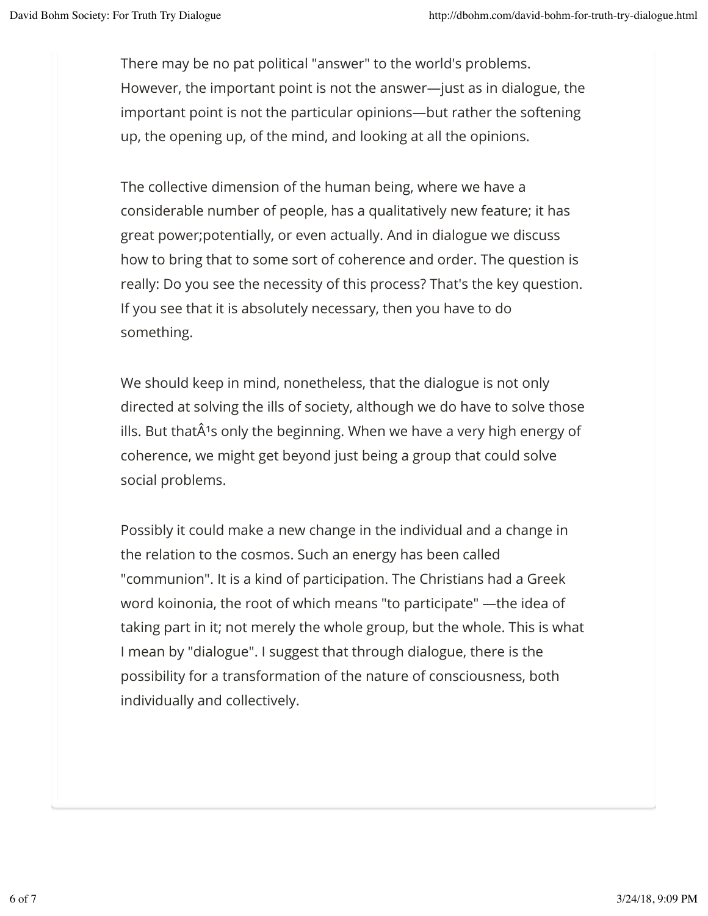There may be no pat political "answer" to the world's problems. However, the important point is not the answer—just as in dialogue, the important point is not the particular opinions—but rather the softening up, the opening up, of the mind, and looking at all the opinions.

The collective dimension of the human being, where we have a considerable number of people, has a qualitatively new feature; it has great power;potentially, or even actually. And in dialogue we discuss how to bring that to some sort of coherence and order. The question is really: Do you see the necessity of this process? That's the key question. If you see that it is absolutely necessary, then you have to do something.

We should keep in mind, nonetheless, that the dialogue is not only directed at solving the ills of society, although we do have to solve those ills. But thatÂ¹s only the beginning. When we have a very high energy of coherence, we might get beyond just being a group that could solve social problems.

Possibly it could make a new change in the individual and a change in the relation to the cosmos. Such an energy has been called "communion". It is a kind of participation. The Christians had a Greek word koinonia, the root of which means "to participate" —the idea of taking part in it; not merely the whole group, but the whole. This is what I mean by "dialogue". I suggest that through dialogue, there is the possibility for a transformation of the nature of consciousness, both individually and collectively.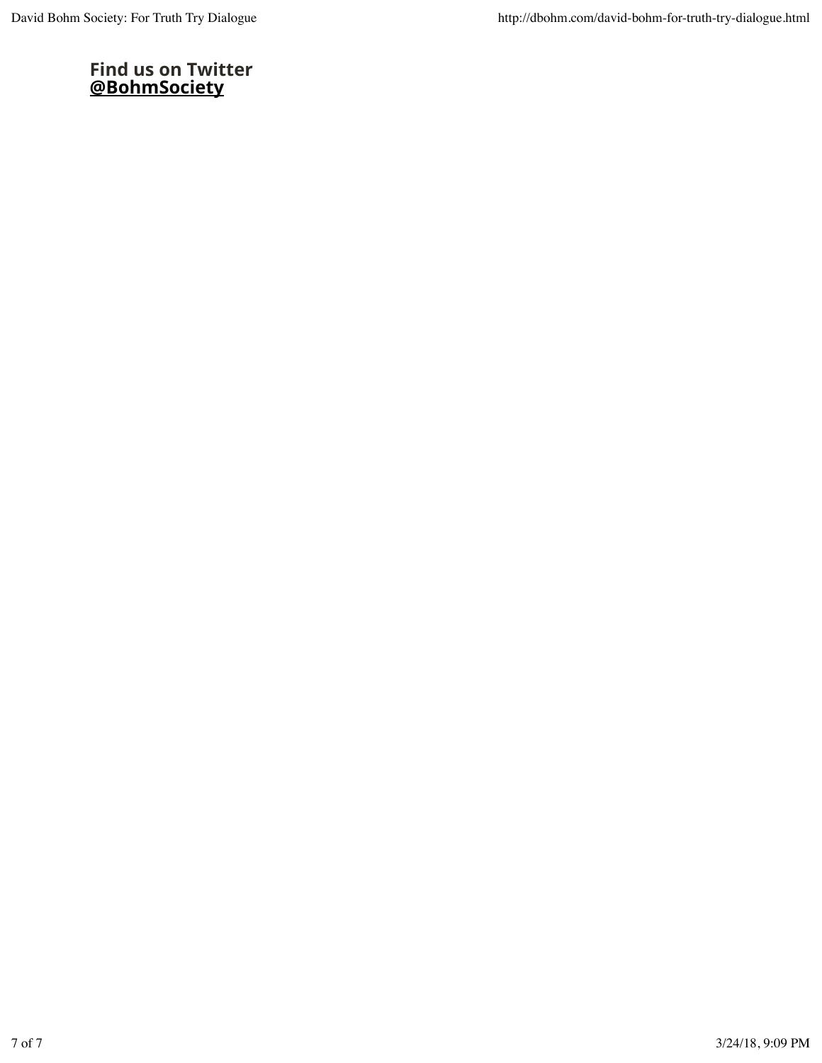**Find us on Twitter**
**@BohmSociety**